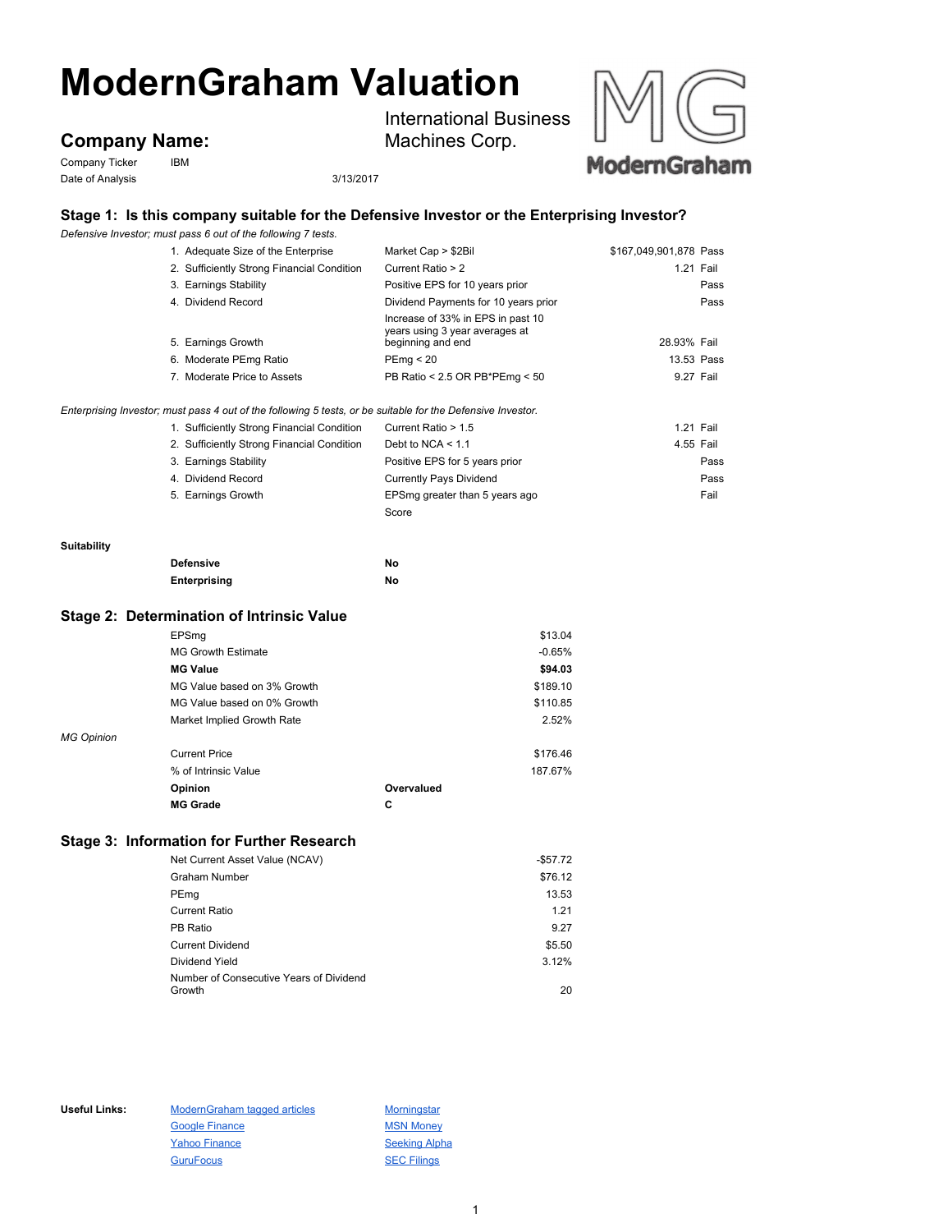# ModernGraham Valuation

## Company Name:

International Business Machines Corp.

Company Ticker IBM

Date of Analysis 3/13/2017

### Stage 1: Is this company suitable for the Defensive Investor or the Enterprising Investor?

*Defensive Investor; must pass 6 out of the following 7 tests.*

| Test | Criteria | Value | Result |
|---|---|---|---|
| 1. Adequate Size of the Enterprise | Market Cap > $2Bil | $167,049,901,878 | Pass |
| 2. Sufficiently Strong Financial Condition | Current Ratio > 2 | 1.21 | Fail |
| 3. Earnings Stability | Positive EPS for 10 years prior | | Pass |
| 4. Dividend Record | Dividend Payments for 10 years prior | | Pass |
| 5. Earnings Growth | Increase of 33% in EPS in past 10 years using 3 year averages at beginning and end | 28.93% | Fail |
| 6. Moderate PEmg Ratio | PEmg < 20 | 13.53 | Pass |
| 7. Moderate Price to Assets | PB Ratio < 2.5 OR PB*PEmg < 50 | 9.27 | Fail |

*Enterprising Investor; must pass 4 out of the following 5 tests, or be suitable for the Defensive Investor.*

| Test | Criteria | Value | Result |
|---|---|---|---|
| 1. Sufficiently Strong Financial Condition | Current Ratio > 1.5 | 1.21 | Fail |
| 2. Sufficiently Strong Financial Condition | Debt to NCA < 1.1 | 4.55 | Fail |
| 3. Earnings Stability | Positive EPS for 5 years prior | | Pass |
| 4. Dividend Record | Currently Pays Dividend | | Pass |
| 5. Earnings Growth | EPSmg greater than 5 years ago | | Fail |
| | Score | | |

**Suitability**

| | |
|---|---|
| **Defensive** | **No** |
| **Enterprising** | **No** |

### Stage 2: Determination of Intrinsic Value

| | |
|---|---|
| EPSmg | $13.04 |
| MG Growth Estimate | -0.65% |
| **MG Value** | **$94.03** |
| MG Value based on 3% Growth | $189.10 |
| MG Value based on 0% Growth | $110.85 |
| Market Implied Growth Rate | 2.52% |

*MG Opinion*

| | |
|---|---|
| Current Price | $176.46 |
| % of Intrinsic Value | 187.67% |
| **Opinion** | **Overvalued** |
| **MG Grade** | **C** |

### Stage 3: Information for Further Research

| | |
|---|---|
| Net Current Asset Value (NCAV) | -$57.72 |
| Graham Number | $76.12 |
| PEmg | 13.53 |
| Current Ratio | 1.21 |
| PB Ratio | 9.27 |
| Current Dividend | $5.50 |
| Dividend Yield | 3.12% |
| Number of Consecutive Years of Dividend Growth | 20 |

**Useful Links:**

- ModernGraham tagged articles
- Google Finance
- Yahoo Finance
- GuruFocus
- Morningstar
- MSN Money
- Seeking Alpha
- SEC Filings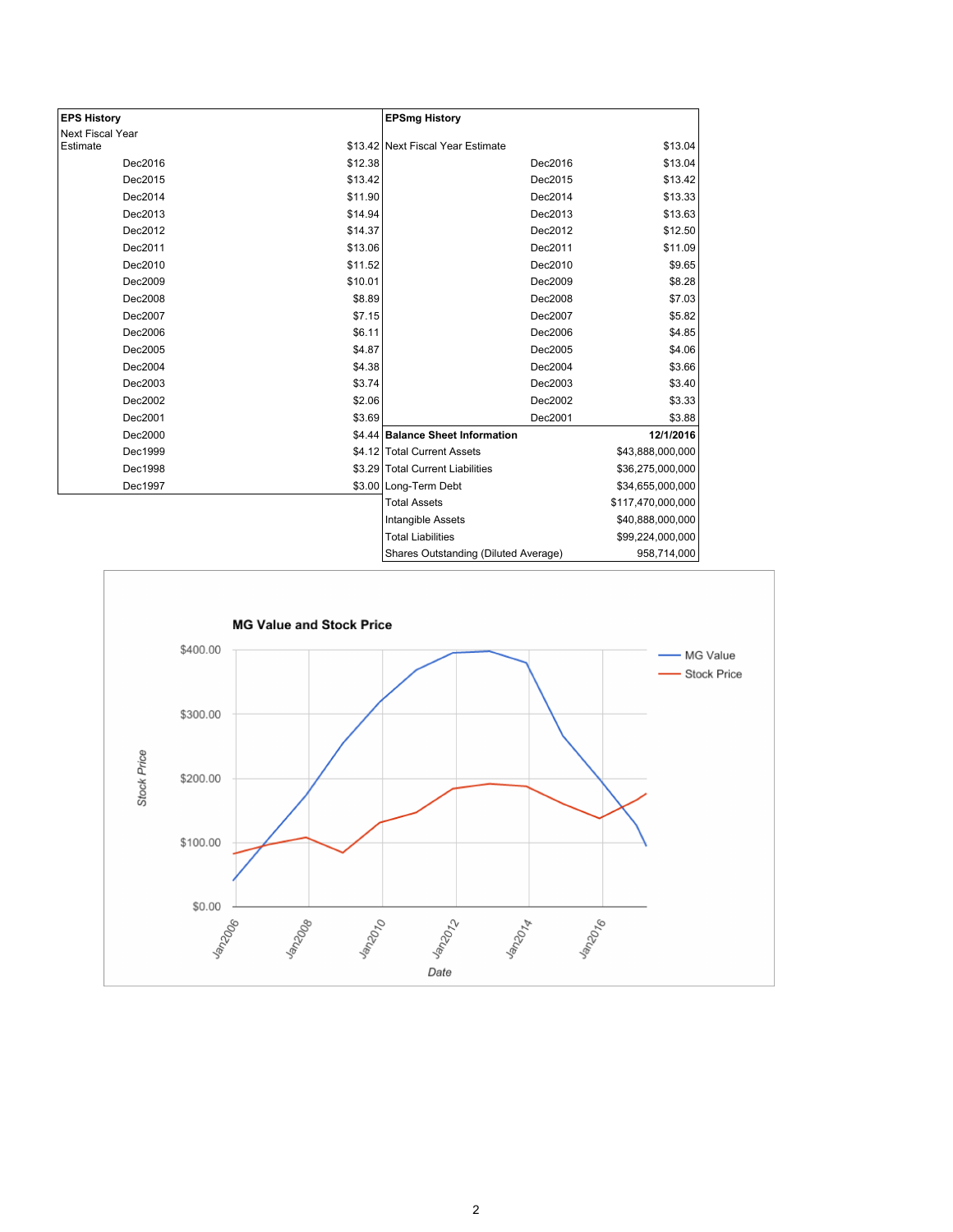| EPS History | |
|---|---|
| Next Fiscal Year Estimate | $13.42 |
| Dec2016 | $12.38 |
| Dec2015 | $13.42 |
| Dec2014 | $11.90 |
| Dec2013 | $14.94 |
| Dec2012 | $14.37 |
| Dec2011 | $13.06 |
| Dec2010 | $11.52 |
| Dec2009 | $10.01 |
| Dec2008 | $8.89 |
| Dec2007 | $7.15 |
| Dec2006 | $6.11 |
| Dec2005 | $4.87 |
| Dec2004 | $4.38 |
| Dec2003 | $3.74 |
| Dec2002 | $2.06 |
| Dec2001 | $3.69 |
| Dec2000 | $4.44 |
| Dec1999 | $4.12 |
| Dec1998 | $3.29 |
| Dec1997 | $3.00 |

| EPSmg History | |
|---|---|
| Next Fiscal Year Estimate | $13.04 |
| Dec2016 | $13.04 |
| Dec2015 | $13.42 |
| Dec2014 | $13.33 |
| Dec2013 | $13.63 |
| Dec2012 | $12.50 |
| Dec2011 | $11.09 |
| Dec2010 | $9.65 |
| Dec2009 | $8.28 |
| Dec2008 | $7.03 |
| Dec2007 | $5.82 |
| Dec2006 | $4.85 |
| Dec2005 | $4.06 |
| Dec2004 | $3.66 |
| Dec2003 | $3.40 |
| Dec2002 | $3.33 |
| Dec2001 | $3.88 |

| Balance Sheet Information | 12/1/2016 |
|---|---|
| Total Current Assets | $43,888,000,000 |
| Total Current Liabilities | $36,275,000,000 |
| Long-Term Debt | $34,655,000,000 |
| Total Assets | $117,470,000,000 |
| Intangible Assets | $40,888,000,000 |
| Total Liabilities | $99,224,000,000 |
| Shares Outstanding (Diluted Average) | 958,714,000 |

**MG Value and Stock Price**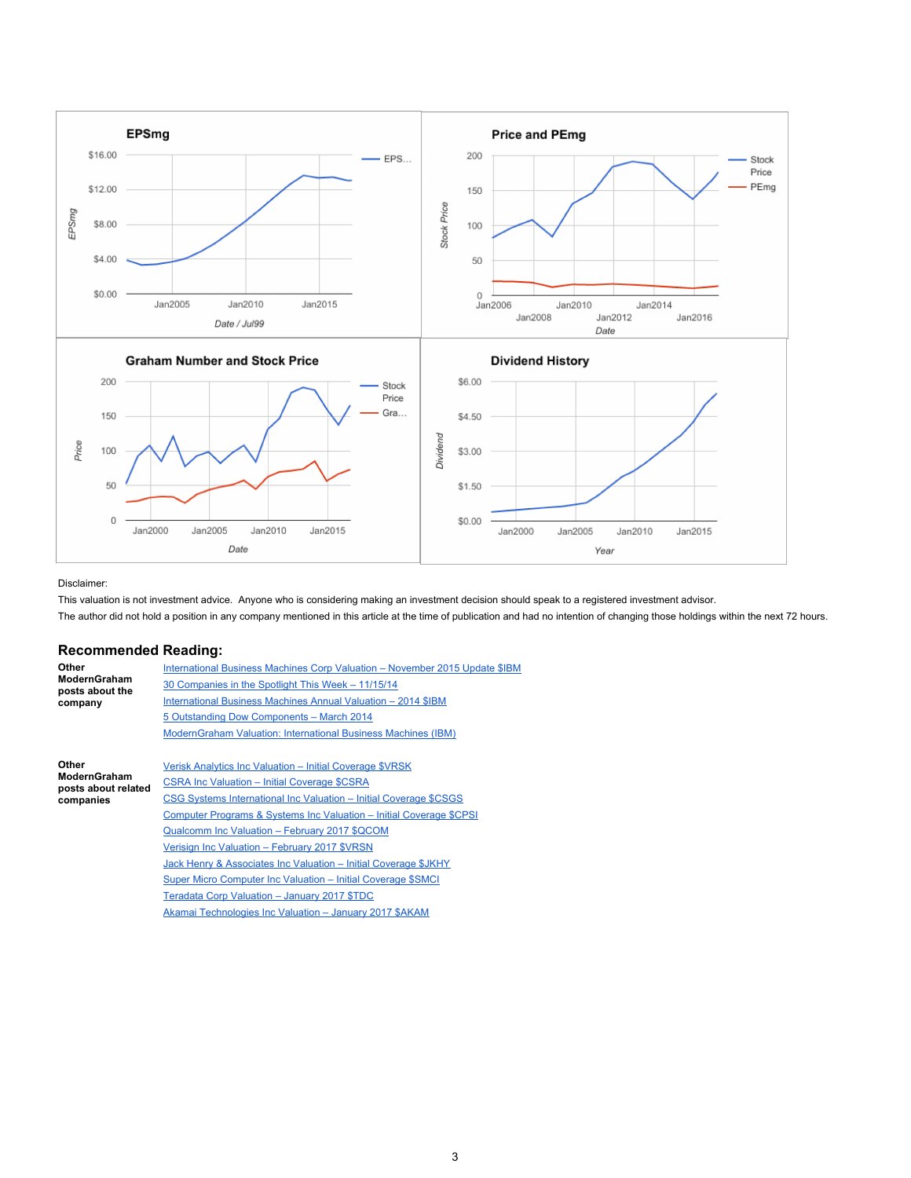EPSmg

$16.00
$12.00
$8.00
$4.00
$0.00
EPSmg
Jan2005
Jan2010
Jan2015
Date / Jul99
EPS...

Price and PEmg

200
150
100
50
0
Stock Price
Jan2006
Jan2008
Jan2010
Jan2012
Jan2014
Jan2016
Date
Stock Price
PEmg

Graham Number and Stock Price

200
150
100
50
0
Price
Jan2000
Jan2005
Jan2010
Jan2015
Date
Stock Price
Gra...

Dividend History

$6.00
$4.50
$3.00
$1.50
$0.00
Dividend
Jan2000
Jan2005
Jan2010
Jan2015
Year

Disclaimer:

This valuation is not investment advice. Anyone who is considering making an investment decision should speak to a registered investment advisor.

The author did not hold a position in any company mentioned in this article at the time of publication and had no intention of changing those holdings within the next 72 hours.

## Recommended Reading:

**Other ModernGraham posts about the company**

- International Business Machines Corp Valuation – November 2015 Update $IBM
- 30 Companies in the Spotlight This Week – 11/15/14
- International Business Machines Annual Valuation – 2014 $IBM
- 5 Outstanding Dow Components – March 2014
- ModernGraham Valuation: International Business Machines (IBM)

**Other ModernGraham posts about related companies**

- Verisk Analytics Inc Valuation – Initial Coverage $VRSK
- CSRA Inc Valuation – Initial Coverage $CSRA
- CSG Systems International Inc Valuation – Initial Coverage $CSGS
- Computer Programs & Systems Inc Valuation – Initial Coverage $CPSI
- Qualcomm Inc Valuation – February 2017 $QCOM
- Verisign Inc Valuation – February 2017 $VRSN
- Jack Henry & Associates Inc Valuation – Initial Coverage $JKHY
- Super Micro Computer Inc Valuation – Initial Coverage $SMCI
- Teradata Corp Valuation – January 2017 $TDC
- Akamai Technologies Inc Valuation – January 2017 $AKAM